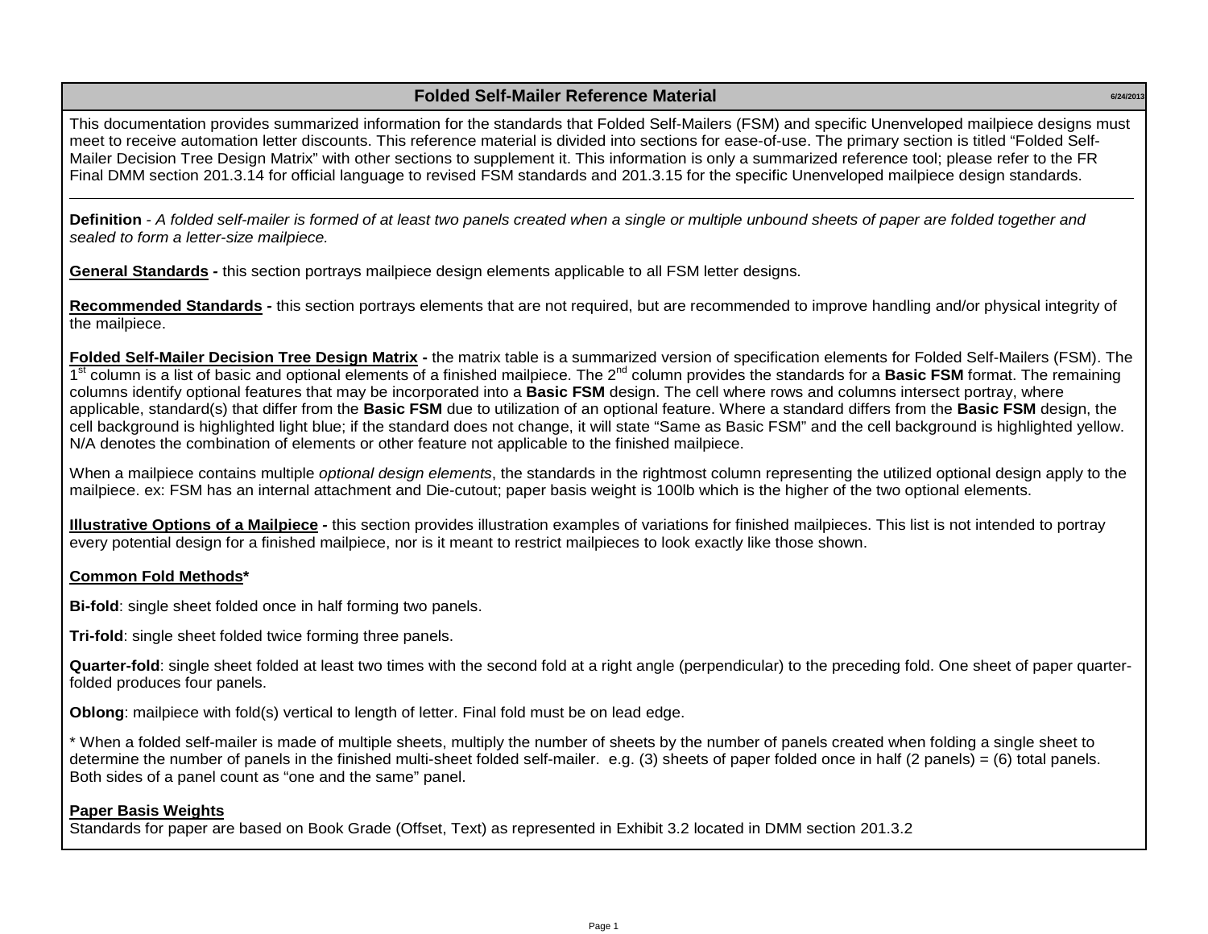# Folded Self-Mailer Reference Material

6/24/2013

This documentation provides summarized information for the standards that Folded Self-Mailers (FSM) and specific Unenveloped mailpiece designs must meet to receive automation letter discounts. This reference material is divided into sections for ease-of-use. The primary section is titled "Folded Self-Mailer Decision Tree Design Matrix" with other sections to supplement it. This information is only a summarized reference tool; please refer to the FR Final DMM section 201.3.14 for official language to revised FSM standards and 201.3.15 for the specific Unenveloped mailpiece design standards.

---

**Definition** - *A folded self-mailer is formed of at least two panels created when a single or multiple unbound sheets of paper are folded together and sealed to form a letter-size mailpiece.*

**General Standards -** this section portrays mailpiece design elements applicable to all FSM letter designs.

**Recommended Standards -** this section portrays elements that are not required, but are recommended to improve handling and/or physical integrity of the mailpiece.

**Folded Self-Mailer Decision Tree Design Matrix -** the matrix table is a summarized version of specification elements for Folded Self-Mailers (FSM). The 1st column is a list of basic and optional elements of a finished mailpiece. The 2nd column provides the standards for a **Basic FSM** format. The remaining columns identify optional features that may be incorporated into a **Basic FSM** design. The cell where rows and columns intersect portray, where applicable, standard(s) that differ from the **Basic FSM** due to utilization of an optional feature. Where a standard differs from the **Basic FSM** design, the cell background is highlighted light blue; if the standard does not change, it will state "Same as Basic FSM" and the cell background is highlighted yellow. N/A denotes the combination of elements or other feature not applicable to the finished mailpiece.

When a mailpiece contains multiple *optional design elements*, the standards in the rightmost column representing the utilized optional design apply to the mailpiece. ex: FSM has an internal attachment and Die-cutout; paper basis weight is 100lb which is the higher of the two optional elements.

**Illustrative Options of a Mailpiece -** this section provides illustration examples of variations for finished mailpieces. This list is not intended to portray every potential design for a finished mailpiece, nor is it meant to restrict mailpieces to look exactly like those shown.

**Common Fold Methods***

**Bi-fold**: single sheet folded once in half forming two panels.

**Tri-fold**: single sheet folded twice forming three panels.

**Quarter-fold**: single sheet folded at least two times with the second fold at a right angle (perpendicular) to the preceding fold. One sheet of paper quarter-folded produces four panels.

**Oblong**: mailpiece with fold(s) vertical to length of letter. Final fold must be on lead edge.

* When a folded self-mailer is made of multiple sheets, multiply the number of sheets by the number of panels created when folding a single sheet to determine the number of panels in the finished multi-sheet folded self-mailer. e.g. (3) sheets of paper folded once in half (2 panels) = (6) total panels. Both sides of a panel count as "one and the same" panel.

**Paper Basis Weights**

Standards for paper are based on Book Grade (Offset, Text) as represented in Exhibit 3.2 located in DMM section 201.3.2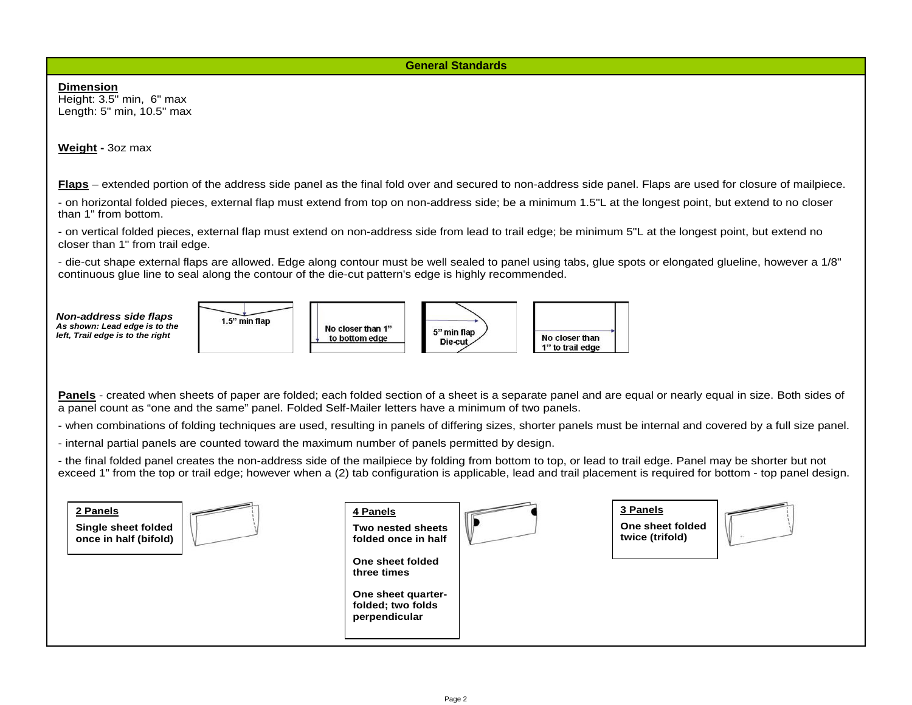## General Standards

**Dimension**
Height: 3.5" min, 6" max
Length: 5" min, 10.5" max

**Weight -** 3oz max

**Flaps** – extended portion of the address side panel as the final fold over and secured to non-address side panel. Flaps are used for closure of mailpiece.

- on horizontal folded pieces, external flap must extend from top on non-address side; be a minimum 1.5"L at the longest point, but extend to no closer than 1" from bottom.

- on vertical folded pieces, external flap must extend on non-address side from lead to trail edge; be minimum 5"L at the longest point, but extend no closer than 1" from trail edge.

- die-cut shape external flaps are allowed. Edge along contour must be well sealed to panel using tabs, glue spots or elongated glueline, however a 1/8" continuous glue line to seal along the contour of the die-cut pattern's edge is highly recommended.

***Non-address side flaps***
***As shown: Lead edge is to the left, Trail edge is to the right***

1.5" min flap

No closer than 1" to bottom edge

5" min flap Die-cut

No closer than 1" to trail edge

**Panels** - created when sheets of paper are folded; each folded section of a sheet is a separate panel and are equal or nearly equal in size. Both sides of a panel count as "one and the same" panel. Folded Self-Mailer letters have a minimum of two panels.

- when combinations of folding techniques are used, resulting in panels of differing sizes, shorter panels must be internal and covered by a full size panel.

- internal partial panels are counted toward the maximum number of panels permitted by design.

- the final folded panel creates the non-address side of the mailpiece by folding from bottom to top, or lead to trail edge. Panel may be shorter but not exceed 1" from the top or trail edge; however when a (2) tab configuration is applicable, lead and trail placement is required for bottom - top panel design.

**2 Panels**

**Single sheet folded once in half (bifold)**

**4 Panels**

**Two nested sheets folded once in half**

**One sheet folded three times**

**One sheet quarter-folded; two folds perpendicular**

**3 Panels**

**One sheet folded twice (trifold)**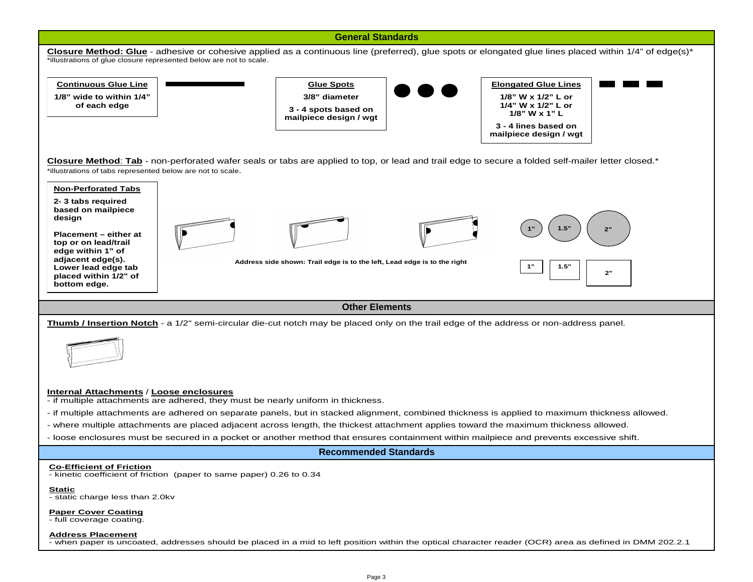## General Standards

**Closure Method: Glue** - adhesive or cohesive applied as a continuous line (preferred), glue spots or elongated glue lines placed within 1/4" of edge(s)*

*illustrations of glue closure represented below are not to scale.

**Continuous Glue Line**

**1/8" wide to within 1/4" of each edge**

**Glue Spots**

**3/8" diameter**

**3 - 4 spots based on mailpiece design / wgt**

**Elongated Glue Lines**

**1/8" W x 1/2" L or 1/4" W x 1/2" L or 1/8" W x 1" L**

**3 - 4 lines based on mailpiece design / wgt**

**Closure Method**: **Tab** - non-perforated wafer seals or tabs are applied to top, or lead and trail edge to secure a folded self-mailer letter closed.*

*illustrations of tabs represented below are not to scale.

**Non-Perforated Tabs**

**2- 3 tabs required based on mailpiece design**

**Placement – either at top or on lead/trail edge within 1" of adjacent edge(s). Lower lead edge tab placed within 1/2" of bottom edge.**

**Address side shown: Trail edge is to the left, Lead edge is to the right**

1" 1.5" 2"

1" 1.5" 2"

## Other Elements

**Thumb / Insertion Notch** - a 1/2" semi-circular die-cut notch may be placed only on the trail edge of the address or non-address panel.

**Internal Attachments** / **Loose enclosures**

- if multiple attachments are adhered, they must be nearly uniform in thickness.
- if multiple attachments are adhered on separate panels, but in stacked alignment, combined thickness is applied to maximum thickness allowed.
- where multiple attachments are placed adjacent across length, the thickest attachment applies toward the maximum thickness allowed.
- loose enclosures must be secured in a pocket or another method that ensures containment within mailpiece and prevents excessive shift.

## Recommended Standards

**Co-Efficient of Friction**

- kinetic coefficient of friction (paper to same paper) 0.26 to 0.34

**Static**

- static charge less than 2.0kv

**Paper Cover Coating**

- full coverage coating.

**Address Placement**

- when paper is uncoated, addresses should be placed in a mid to left position within the optical character reader (OCR) area as defined in DMM 202.2.1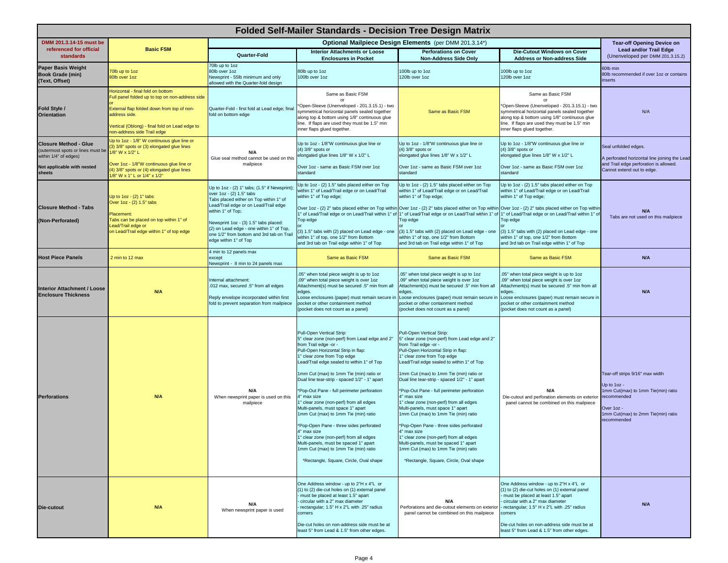# Folded Self-Mailer Standards - Decision Tree Design Matrix

| DMM 201.3.14-15 must be referenced for official standards | Basic FSM | Optional Mailpiece Design Elements (per DMM 201.3.14*) | | | | Tear-off Opening Device on Lead and/or Trail Edge (Unenveloped per DMM 201.3.15.2) |
|---|---|---|---|---|---|---|
| | | Quarter-Fold | Interior Attachments or Loose Enclosures in Pocket | Perforations on Cover Non-Address Side Only | Die-Cutout Windows on Cover Address or Non-address Side | |
| **Paper Basis Weight Book Grade (min) (Text, Offset)** | 70lb up to 1oz<br>80lb over 1oz | 70lb up to 1oz<br>80lb over 1oz<br>Newsprint - 55lb minimum and only allowed with the Quarter-fold design | 80lb up to 1oz<br>100lb over 1oz | 100lb up to 1oz<br>120lb over 1oz | 100lb up to 1oz<br>120lb over 1oz | 60lb min<br>80lb recommended if over 1oz or contains inserts |
| **Fold Style / Orientation** | Horizontal - final fold on bottom<br>Full panel folded up to top on non-address side<br>or<br>External flap folded down from top of non-address side.<br><br>Vertical (Oblong) - final fold on Lead edge to non-address side Trail edge | Quarter-Fold - first fold at Lead edge; final fold on bottom edge | Same as Basic FSM<br>or<br>*Open-Sleeve (Unenveloped - 201.3.15.1) - two symmetrical horizontal panels sealed together along top & bottom using 1/8" continuous glue line. If flaps are used they must be 1.5" min inner flaps glued together. | Same as Basic FSM | Same as Basic FSM<br>or<br>*Open-Sleeve (Unenveloped - 201.3.15.1) - two symmetrical horizontal panels sealed together along top & bottom using 1/8" continuous glue line. If flaps are used they must be 1.5" min inner flaps glued together. | N/A |
| **Closure Method - Glue** (outermost spots or lines must be within 1/4" of edges)<br><br>**Not applicable with nested sheets** | Up to 1oz - 1/8" W continuous glue line or (3) 3/8" spots or (3) elongated glue lines 1/8" W x 1/2" L<br><br>Over 1oz - 1/8"W continuous glue line or (4) 3/8" spots or (4) elongated glue lines 1/8" W x 1" L or 1/4" x 1/2" | **N/A**<br>Glue seal method cannot be used on this mailpiece | Up to 1oz - 1/8"W continuous glue line or (4) 3/8" spots or elongated glue lines 1/8" W x 1/2" L<br><br>Over 1oz - same as Basic FSM over 1oz standard | Up to 1oz - 1/8"W continuous glue line or (4) 3/8" spots or elongated glue lines 1/8" W x 1/2" L<br><br>Over 1oz - same as Basic FSM over 1oz standard | Up to 1oz - 1/8"W continuous glue line or (4) 3/8" spots or elongated glue lines 1/8" W x 1/2" L<br><br>Over 1oz - same as Basic FSM over 1oz standard | Seal unfolded edges.<br><br>A perforated horizontal line joining the Lead and Trail edge perforation is allowed. Cannot extend out to edge. |
| **Closure Method - Tabs**<br><br>**(Non-Perforated)** | Up to 1oz - (2) 1" tabs<br>Over 1oz - (2) 1.5" tabs<br><br>Placement:<br>Tabs can be placed on top within 1" of Lead/Trail edge or<br>on Lead/Trail edge within 1" of top edge | Up to 1oz - (2) 1" tabs; (1.5" if Newsprint); over 1oz - (2) 1.5" tabs<br>Tabs placed either on Top within 1" of Lead/Trail edge or on Lead/Trail edge within 1" of Top;<br><br>Newsprint 1oz - (3) 1.5" tabs placed:<br>(2) on Lead edge - one within 1" of Top, one 1/2" from bottom and 3rd tab on Trail edge within 1" of Top | Up to 1oz - (2) 1.5" tabs placed either on Top within 1" of Lead/Trail edge or on Lead/Trail within 1" of Top edge;<br><br>Over 1oz - (2) 2" tabs placed either on Top within 1" of Lead/Trail edge or on Lead/Trail within 1" of Top edge<br>or<br>(3) 1.5" tabs with (2) placed on Lead edge - one within 1" of top, one 1/2" from Bottom and 3rd tab on Trail edge within 1" of Top | Up to 1oz - (2) 1.5" tabs placed either on Top within 1" of Lead/Trail edge or on Lead/Trail within 1" of Top edge;<br><br>Over 1oz - (2) 2" tabs placed either on Top within 1" of Lead/Trail edge or on Lead/Trail within 1" of Top edge<br>or<br>(3) 1.5" tabs with (2) placed on Lead edge - one within 1" of top, one 1/2" from Bottom and 3rd tab on Trail edge within 1" of Top | Up to 1oz - (2) 1.5" tabs placed either on Top within 1" of Lead/Trail edge or on Lead/Trail within 1" of Top edge;<br><br>Over 1oz - (2) 2" tabs placed either on Top within 1" of Lead/Trail edge or on Lead/Trail within 1" of Top edge<br>or<br>(3) 1.5" tabs with (2) placed on Lead edge - one within 1" of top, one 1/2" from Bottom and 3rd tab on Trail edge within 1" of Top | **N/A**<br>Tabs are not used on this mailpiece |
| **Host Piece Panels** | 2 min to 12 max | 4 min to 12 panels max except<br>Newsprint - 8 min to 24 panels max | Same as Basic FSM | Same as Basic FSM | Same as Basic FSM | **N/A** |
| **Interior Attachment / Loose Enclosure Thickness** | **N/A** | Internal attachment:<br>.012 max, secured .5" from all edges<br><br>Reply envelope incorporated within first fold to prevent separation from mailpiece | .05" when total piece weight is up to 1oz<br>.09" when total piece weight is over 1oz<br>Attachment(s) must be secured .5" min from all edges.<br>Loose enclosures (paper) must remain secure in pocket or other containment method<br>(pocket does not count as a panel) | .05" when total piece weight is up to 1oz<br>.09" when total piece weight is over 1oz<br>Attachment(s) must be secured .5" min from all edges.<br>Loose enclosures (paper) must remain secure in pocket or other containment method<br>(pocket does not count as a panel) | .05" when total piece weight is up to 1oz<br>.09" when total piece weight is over 1oz<br>Attachment(s) must be secured .5" min from all edges.<br>Loose enclosures (paper) must remain secure in pocket or other containment method<br>(pocket does not count as a panel) | **N/A** |
| **Perforations** | **N/A** | **N/A**<br>When newsprint paper is used on this mailpiece | Pull-Open Vertical Strip:<br>5" clear zone (non-perf) from Lead edge and 2" from Trail edge -or -<br>Pull-Open Horizontal Strip in flap:<br>1" clear zone from Top edge<br>Lead/Trail edge sealed to within 1" of Top<br><br>1mm Cut (max) to 1mm Tie (min) ratio or<br>Dual line tear-strip - spaced 1/2" - 1" apart<br><br>*Pop-Out Pane - full perimeter perforation<br>4" max size<br>1" clear zone (non-perf) from all edges<br>Multi-panels, must space 1" apart<br>1mm Cut (max) to 1mm Tie (min) ratio<br><br>*Pop-Open Pane - three sides perforated<br>4" max size<br>1" clear zone (non-perf) from all edges<br>Multi-panels, must be spaced 1" apart<br>1mm Cut (max) to 1mm Tie (min) ratio<br><br>*Rectangle, Square, Circle, Oval shape | Pull-Open Vertical Strip:<br>5" clear zone (non-perf) from Lead edge and 2" from Trail edge -or -<br>Pull-Open Horizontal Strip in flap:<br>1" clear zone from Top edge<br>Lead/Trail edge sealed to within 1" of Top<br><br>1mm Cut (max) to 1mm Tie (min) ratio or<br>Dual line tear-strip - spaced 1/2" - 1" apart<br><br>*Pop-Out Pane - full perimeter perforation<br>4" max size<br>1" clear zone (non-perf) from all edges<br>Multi-panels, must space 1" apart<br>1mm Cut (max) to 1mm Tie (min) ratio<br><br>*Pop-Open Pane - three sides perforated<br>4" max size<br>1" clear zone (non-perf) from all edges<br>Multi-panels, must be spaced 1" apart<br>1mm Cut (max) to 1mm Tie (min) ratio<br><br>*Rectangle, Square, Circle, Oval shape | **N/A**<br>Die-cutout and perforation elements on exterior panel cannot be combined on this mailpiece | Tear-off strips 9/16" max width<br><br>Up to 1oz -<br>1mm Cut(max) to 1mm Tie(min) ratio recommended<br><br>Over 1oz -<br>1mm Cut(max) to 2mm Tie(min) ratio recommended |
| **Die-cutout** | **N/A** | **N/A**<br>When newsprint paper is used | One Address window - up to 2"H x 4"L or<br>(1) to (2) die-cut holes on (1) external panel<br>- must be placed at least 1.5" apart<br>- circular with a 2" max diameter<br>- rectangular; 1.5" H x 2"L with .25" radius corners<br><br>Die-cut holes on non-address side must be at least 5" from Lead & 1.5" from other edges. | **N/A**<br>Perforations and die-cutout elements on exterior panel cannot be combined on this mailpiece | One Address window - up to 2"H x 4"L or<br>(1) to (2) die-cut holes on (1) external panel<br>- must be placed at least 1.5" apart<br>- circular with a 2" max diameter<br>- rectangular; 1.5" H x 2"L with .25" radius corners<br><br>Die-cut holes on non-address side must be at least 5" from Lead & 1.5" from other edges. | **N/A** |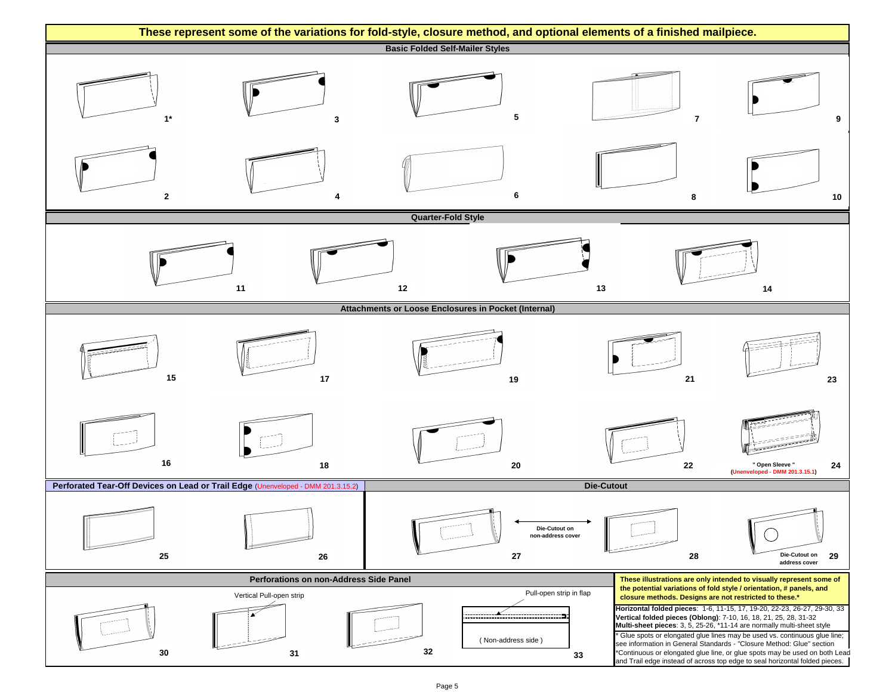# These represent some of the variations for fold-style, closure method, and optional elements of a finished mailpiece.

## Basic Folded Self-Mailer Styles

1* 3 5 7 9

2 4 6 8 10

## Quarter-Fold Style

11 12 13 14

## Attachments or Loose Enclosures in Pocket (Internal)

15 17 19 21 23

16 18 20 22 24

" Open Sleeve "
(Unenveloped - DMM 201.3.15.1)

## Perforated Tear-Off Devices on Lead or Trail Edge (Unenveloped - DMM 201.3.15.2)

25 26

## Die-Cutout

Die-Cutout on non-address cover

27 28

Die-Cutout on address cover

29

## Perforations on non-Address Side Panel

Vertical Pull-open strip

Pull-open strip in flap

( Non-address side )

30 31 32 33

**These illustrations are only intended to visually represent some of the potential variations of fold style / orientation, # panels, and closure methods. Designs are not restricted to these.***

**Horizontal folded pieces**: 1-6, 11-15, 17, 19-20, 22-23, 26-27, 29-30, 33

**Vertical folded pieces (Oblong)**: 7-10, 16, 18, 21, 25, 28, 31-32

**Multi-sheet pieces**: 3, 5, 25-26, *11-14 are normally multi-sheet style

* Glue spots or elongated glue lines may be used vs. continuous glue line; see information in General Standards - "Closure Method: Glue" section

*Continuous or elongated glue line, or glue spots may be used on both Lead and Trail edge instead of across top edge to seal horizontal folded pieces.